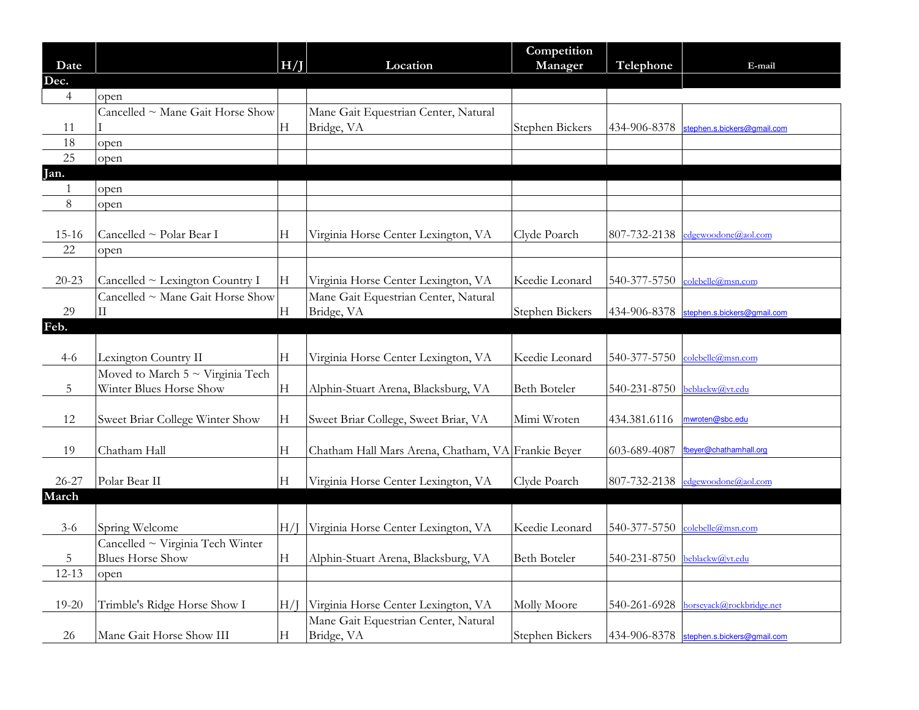| Date | | H/J | Location | Competition Manager | Telephone | E-mail |
|---|---|---|---|---|---|---|
| **Dec.** | | | | | | |
| 4 | open | | | | | |
| 11 | Cancelled ~ Mane Gait Horse Show I | H | Mane Gait Equestrian Center, Natural Bridge, VA | Stephen Bickers | 434-906-8378 | stephen.s.bickers@gmail.com |
| 18 | open | | | | | |
| 25 | open | | | | | |
| **Jan.** | | | | | | |
| 1 | open | | | | | |
| 8 | open | | | | | |
| 15-16 | Cancelled ~ Polar Bear I | H | Virginia Horse Center Lexington, VA | Clyde Poarch | 807-732-2138 | edgewoodone@aol.com |
| 22 | open | | | | | |
| 20-23 | Cancelled ~ Lexington Country I | H | Virginia Horse Center Lexington, VA | Keedie Leonard | 540-377-5750 | colebelle@msn.com |
| 29 | Cancelled ~ Mane Gait Horse Show II | H | Mane Gait Equestrian Center, Natural Bridge, VA | Stephen Bickers | 434-906-8378 | stephen.s.bickers@gmail.com |
| **Feb.** | | | | | | |
| 4-6 | Lexington Country II | H | Virginia Horse Center Lexington, VA | Keedie Leonard | 540-377-5750 | colebelle@msn.com |
| 5 | Moved to March 5 ~ Virginia Tech Winter Blues Horse Show | H | Alphin-Stuart Arena, Blacksburg, VA | Beth Boteler | 540-231-8750 | beblackw@vt.edu |
| 12 | Sweet Briar College Winter Show | H | Sweet Briar College, Sweet Briar, VA | Mimi Wroten | 434.381.6116 | mwroten@sbc.edu |
| 19 | Chatham Hall | H | Chatham Hall Mars Arena, Chatham, VA | Frankie Beyer | 603-689-4087 | fbeyer@chathamhall.org |
| 26-27 | Polar Bear II | H | Virginia Horse Center Lexington, VA | Clyde Poarch | 807-732-2138 | edgewoodone@aol.com |
| **March** | | | | | | |
| 3-6 | Spring Welcome | H/J | Virginia Horse Center Lexington, VA | Keedie Leonard | 540-377-5750 | colebelle@msn.com |
| 5 | Cancelled ~ Virginia Tech Winter Blues Horse Show | H | Alphin-Stuart Arena, Blacksburg, VA | Beth Boteler | 540-231-8750 | beblackw@vt.edu |
| 12-13 | open | | | | | |
| 19-20 | Trimble's Ridge Horse Show I | H/J | Virginia Horse Center Lexington, VA | Molly Moore | 540-261-6928 | horseyack@rockbridge.net |
| 26 | Mane Gait Horse Show III | H | Mane Gait Equestrian Center, Natural Bridge, VA | Stephen Bickers | 434-906-8378 | stephen.s.bickers@gmail.com |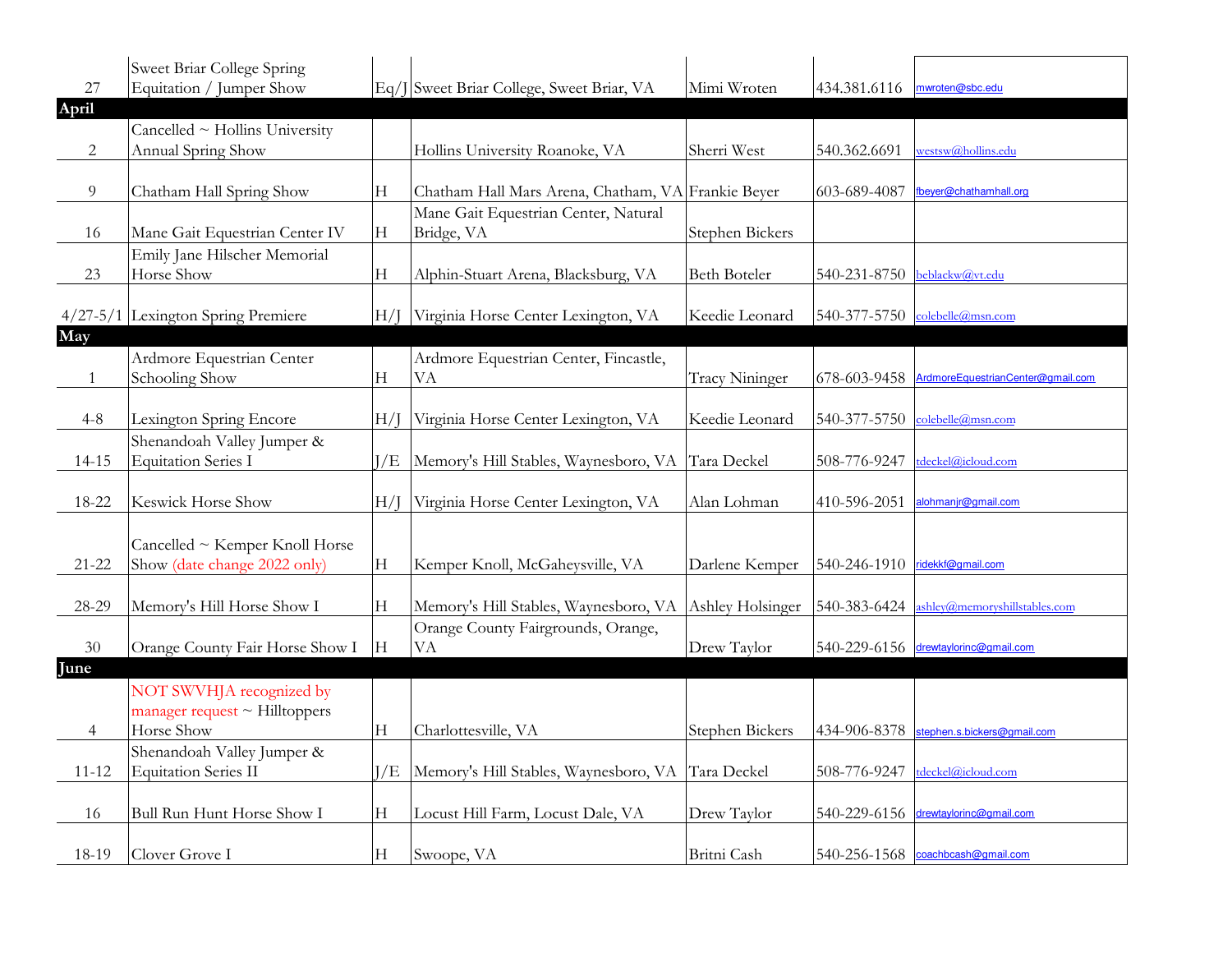| | | | | | | |
|---|---|---|---|---|---|---|
| 27 | Sweet Briar College Spring Equitation / Jumper Show | Eq/J | Sweet Briar College, Sweet Briar, VA | Mimi Wroten | 434.381.6116 | mwroten@sbc.edu |
| **April** | | | | | | |
| 2 | Cancelled ~ Hollins University Annual Spring Show | | Hollins University Roanoke, VA | Sherri West | 540.362.6691 | westsw@hollins.edu |
| 9 | Chatham Hall Spring Show | H | Chatham Hall Mars Arena, Chatham, VA | Frankie Beyer | 603-689-4087 | fbeyer@chathamhall.org |
| 16 | Mane Gait Equestrian Center IV | H | Mane Gait Equestrian Center, Natural Bridge, VA | Stephen Bickers | | |
| 23 | Emily Jane Hilscher Memorial Horse Show | H | Alphin-Stuart Arena, Blacksburg, VA | Beth Boteler | 540-231-8750 | beblackw@vt.edu |
| 4/27-5/1 | Lexington Spring Premiere | H/J | Virginia Horse Center Lexington, VA | Keedie Leonard | 540-377-5750 | colebelle@msn.com |
| **May** | | | | | | |
| 1 | Ardmore Equestrian Center Schooling Show | H | Ardmore Equestrian Center, Fincastle, VA | Tracy Nininger | 678-603-9458 | ArdmoreEquestrianCenter@gmail.com |
| 4-8 | Lexington Spring Encore | H/J | Virginia Horse Center Lexington, VA | Keedie Leonard | 540-377-5750 | colebelle@msn.com |
| 14-15 | Shenandoah Valley Jumper & Equitation Series I | J/E | Memory's Hill Stables, Waynesboro, VA | Tara Deckel | 508-776-9247 | tdeckel@icloud.com |
| 18-22 | Keswick Horse Show | H/J | Virginia Horse Center Lexington, VA | Alan Lohman | 410-596-2051 | alohmanjr@gmail.com |
| 21-22 | Cancelled ~ Kemper Knoll Horse Show (date change 2022 only) | H | Kemper Knoll, McGaheysville, VA | Darlene Kemper | 540-246-1910 | ridekkf@gmail.com |
| 28-29 | Memory's Hill Horse Show I | H | Memory's Hill Stables, Waynesboro, VA | Ashley Holsinger | 540-383-6424 | ashley@memoryshillstables.com |
| 30 | Orange County Fair Horse Show I | H | Orange County Fairgrounds, Orange, VA | Drew Taylor | 540-229-6156 | drewtaylorinc@gmail.com |
| **June** | | | | | | |
| 4 | NOT SWVHJA recognized by manager request ~ Hilltoppers Horse Show | H | Charlottesville, VA | Stephen Bickers | 434-906-8378 | stephen.s.bickers@gmail.com |
| 11-12 | Shenandoah Valley Jumper & Equitation Series II | J/E | Memory's Hill Stables, Waynesboro, VA | Tara Deckel | 508-776-9247 | tdeckel@icloud.com |
| 16 | Bull Run Hunt Horse Show I | H | Locust Hill Farm, Locust Dale, VA | Drew Taylor | 540-229-6156 | drewtaylorinc@gmail.com |
| 18-19 | Clover Grove I | H | Swoope, VA | Britni Cash | 540-256-1568 | coachbcash@gmail.com |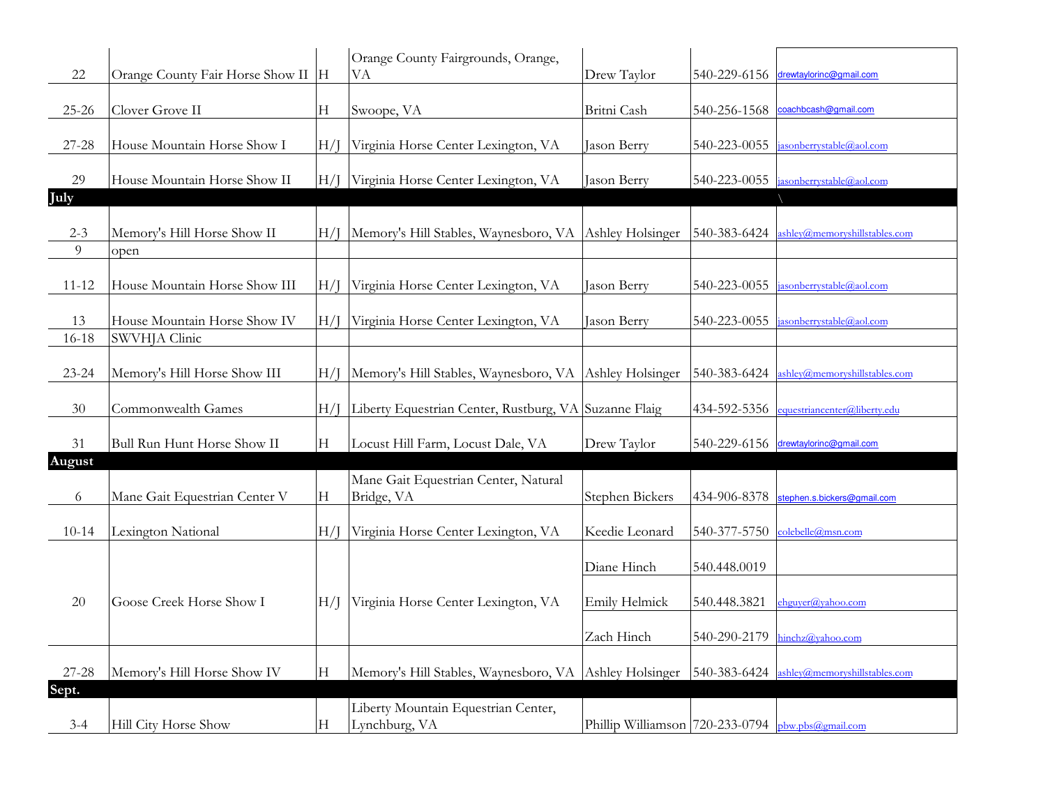| | | | | | | |
|---|---|---|---|---|---|---|
| 22 | Orange County Fair Horse Show II | H | Orange County Fairgrounds, Orange, VA | Drew Taylor | 540-229-6156 | drewtaylorinc@gmail.com |
| 25-26 | Clover Grove II | H | Swoope, VA | Britni Cash | 540-256-1568 | coachbcash@gmail.com |
| 27-28 | House Mountain Horse Show I | H/J | Virginia Horse Center Lexington, VA | Jason Berry | 540-223-0055 | jasonberrystable@aol.com |
| 29 | House Mountain Horse Show II | H/J | Virginia Horse Center Lexington, VA | Jason Berry | 540-223-0055 | jasonberrystable@aol.com |
| **July** | | | | | | \ |
| 2-3 | Memory's Hill Horse Show II | H/J | Memory's Hill Stables, Waynesboro, VA | Ashley Holsinger | 540-383-6424 | ashley@memoryshillstables.com |
| 9 | open | | | | | |
| 11-12 | House Mountain Horse Show III | H/J | Virginia Horse Center Lexington, VA | Jason Berry | 540-223-0055 | jasonberrystable@aol.com |
| 13 | House Mountain Horse Show IV | H/J | Virginia Horse Center Lexington, VA | Jason Berry | 540-223-0055 | jasonberrystable@aol.com |
| 16-18 | SWVHJA Clinic | | | | | |
| 23-24 | Memory's Hill Horse Show III | H/J | Memory's Hill Stables, Waynesboro, VA | Ashley Holsinger | 540-383-6424 | ashley@memoryshillstables.com |
| 30 | Commonwealth Games | H/J | Liberty Equestrian Center, Rustburg, VA | Suzanne Flaig | 434-592-5356 | equestriancenter@liberty.edu |
| 31 | Bull Run Hunt Horse Show II | H | Locust Hill Farm, Locust Dale, VA | Drew Taylor | 540-229-6156 | drewtaylorinc@gmail.com |
| **August** | | | | | | |
| 6 | Mane Gait Equestrian Center V | H | Mane Gait Equestrian Center, Natural Bridge, VA | Stephen Bickers | 434-906-8378 | stephen.s.bickers@gmail.com |
| 10-14 | Lexington National | H/J | Virginia Horse Center Lexington, VA | Keedie Leonard | 540-377-5750 | colebelle@msn.com |
| 20 | Goose Creek Horse Show I | H/J | Virginia Horse Center Lexington, VA | Diane Hinch | 540.448.0019 | |
| | | | | Emily Helmick | 540.448.3821 | ehguyer@yahoo.com |
| | | | | Zach Hinch | 540-290-2179 | hinchz@yahoo.com |
| 27-28 | Memory's Hill Horse Show IV | H | Memory's Hill Stables, Waynesboro, VA | Ashley Holsinger | 540-383-6424 | ashley@memoryshillstables.com |
| **Sept.** | | | | | | |
| 3-4 | Hill City Horse Show | H | Liberty Mountain Equestrian Center, Lynchburg, VA | Phillip Williamson | 720-233-0794 | pbw.pbs@gmail.com |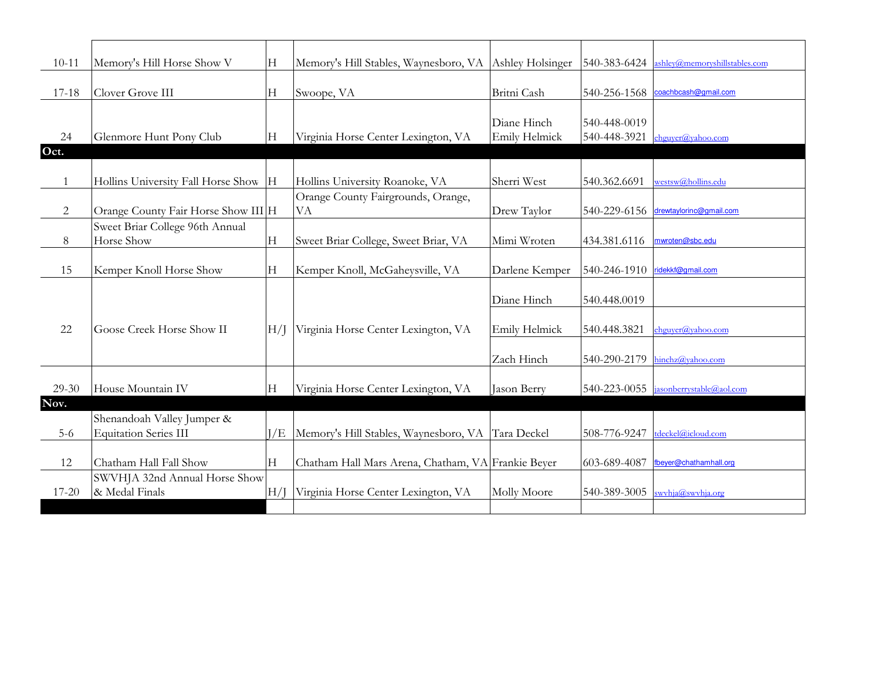| | | | | | | |
|---|---|---|---|---|---|---|
| 10-11 | Memory's Hill Horse Show V | H | Memory's Hill Stables, Waynesboro, VA | Ashley Holsinger | 540-383-6424 | ashley@memoryshillstables.com |
| 17-18 | Clover Grove III | H | Swoope, VA | Britni Cash | 540-256-1568 | coachbcash@gmail.com |
| 24 | Glenmore Hunt Pony Club | H | Virginia Horse Center Lexington, VA | Diane Hinch<br>Emily Helmick | 540-448-0019<br>540-448-3921 | ehguyer@yahoo.com |
| **Oct.** | | | | | | |
| 1 | Hollins University Fall Horse Show | H | Hollins University Roanoke, VA | Sherri West | 540.362.6691 | westsw@hollins.edu |
| 2 | Orange County Fair Horse Show III | H | Orange County Fairgrounds, Orange, VA | Drew Taylor | 540-229-6156 | drewtaylorinc@gmail.com |
| 8 | Sweet Briar College 96th Annual Horse Show | H | Sweet Briar College, Sweet Briar, VA | Mimi Wroten | 434.381.6116 | mwroten@sbc.edu |
| 15 | Kemper Knoll Horse Show | H | Kemper Knoll, McGaheysville, VA | Darlene Kemper | 540-246-1910 | ridekkf@gmail.com |
| 22 | Goose Creek Horse Show II | H/J | Virginia Horse Center Lexington, VA | Diane Hinch | 540.448.0019 | |
| | | | | Emily Helmick | 540.448.3821 | ehguyer@yahoo.com |
| | | | | Zach Hinch | 540-290-2179 | hinchz@yahoo.com |
| 29-30 | House Mountain IV | H | Virginia Horse Center Lexington, VA | Jason Berry | 540-223-0055 | jasonberrystable@aol.com |
| **Nov.** | | | | | | |
| 5-6 | Shenandoah Valley Jumper & Equitation Series III | J/E | Memory's Hill Stables, Waynesboro, VA | Tara Deckel | 508-776-9247 | tdeckel@icloud.com |
| 12 | Chatham Hall Fall Show | H | Chatham Hall Mars Arena, Chatham, VA | Frankie Beyer | 603-689-4087 | fbeyer@chathamhall.org |
| 17-20 | SWVHJA 32nd Annual Horse Show & Medal Finals | H/J | Virginia Horse Center Lexington, VA | Molly Moore | 540-389-3005 | swvhja@swvhja.org |